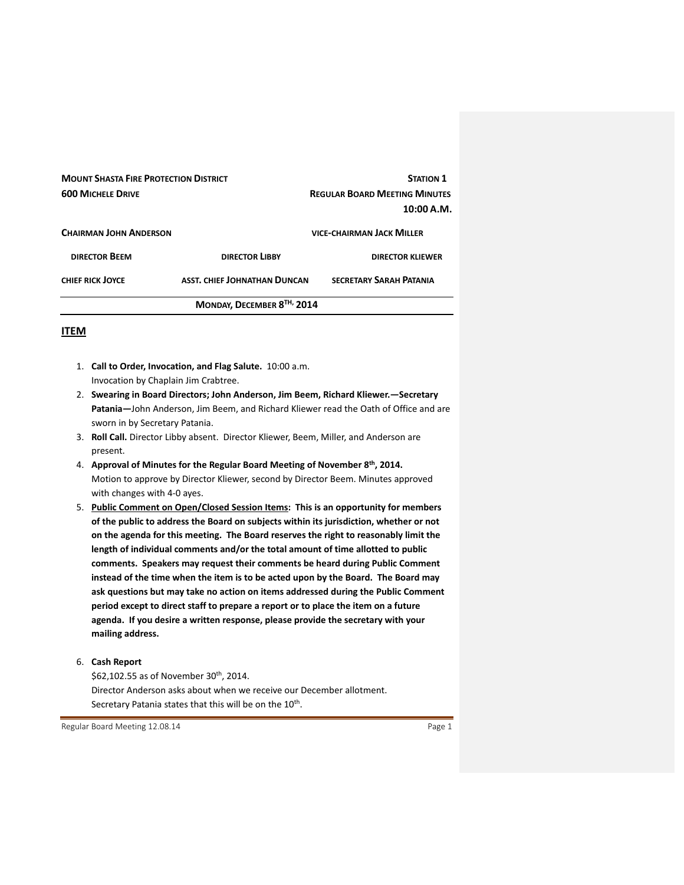**MOUNT SHASTA FIRE PROTECTION DISTRICT** — **STATION 1**

**600 MICHELE DRIVE** — **REGULAR BOARD MEETING MINUTES**

**10:00 A.M.**

**CHAIRMAN JOHN ANDERSON** — **VICE-CHAIRMAN JACK MILLER**

**DIRECTOR BEEM** — **DIRECTOR LIBBY** — **DIRECTOR KLIEWER**

**CHIEF RICK JOYCE** — **ASST. CHIEF JOHNATHAN DUNCAN** — **SECRETARY SARAH PATANIA**

---

**MONDAY, DECEMBER 8TH, 2014**

---

## ITEM

1. **Call to Order, Invocation, and Flag Salute.** 10:00 a.m.
   Invocation by Chaplain Jim Crabtree.
2. **Swearing in Board Directors; John Anderson, Jim Beem, Richard Kliewer.—Secretary Patania—**John Anderson, Jim Beem, and Richard Kliewer read the Oath of Office and are sworn in by Secretary Patania.
3. **Roll Call.** Director Libby absent. Director Kliewer, Beem, Miller, and Anderson are present.
4. **Approval of Minutes for the Regular Board Meeting of November 8th, 2014.**
   Motion to approve by Director Kliewer, second by Director Beem. Minutes approved with changes with 4-0 ayes.
5. **Public Comment on Open/Closed Session Items: This is an opportunity for members of the public to address the Board on subjects within its jurisdiction, whether or not on the agenda for this meeting. The Board reserves the right to reasonably limit the length of individual comments and/or the total amount of time allotted to public comments. Speakers may request their comments be heard during Public Comment instead of the time when the item is to be acted upon by the Board. The Board may ask questions but may take no action on items addressed during the Public Comment period except to direct staff to prepare a report or to place the item on a future agenda. If you desire a written response, please provide the secretary with your mailing address.**

6. **Cash Report**
   $62,102.55 as of November 30th, 2014.
   Director Anderson asks about when we receive our December allotment.
   Secretary Patania states that this will be on the 10th.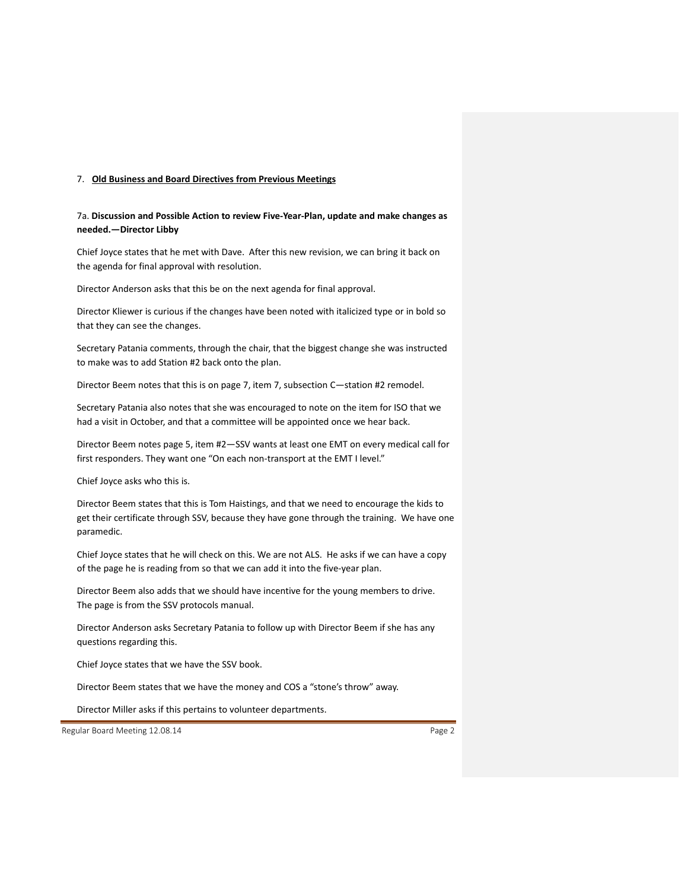## 7. **Old Business and Board Directives from Previous Meetings**

7a. **Discussion and Possible Action to review Five-Year-Plan, update and make changes as needed.—Director Libby**

Chief Joyce states that he met with Dave. After this new revision, we can bring it back on the agenda for final approval with resolution.

Director Anderson asks that this be on the next agenda for final approval.

Director Kliewer is curious if the changes have been noted with italicized type or in bold so that they can see the changes.

Secretary Patania comments, through the chair, that the biggest change she was instructed to make was to add Station #2 back onto the plan.

Director Beem notes that this is on page 7, item 7, subsection C—station #2 remodel.

Secretary Patania also notes that she was encouraged to note on the item for ISO that we had a visit in October, and that a committee will be appointed once we hear back.

Director Beem notes page 5, item #2—SSV wants at least one EMT on every medical call for first responders. They want one "On each non-transport at the EMT I level."

Chief Joyce asks who this is.

Director Beem states that this is Tom Haistings, and that we need to encourage the kids to get their certificate through SSV, because they have gone through the training. We have one paramedic.

Chief Joyce states that he will check on this. We are not ALS. He asks if we can have a copy of the page he is reading from so that we can add it into the five-year plan.

Director Beem also adds that we should have incentive for the young members to drive. The page is from the SSV protocols manual.

Director Anderson asks Secretary Patania to follow up with Director Beem if she has any questions regarding this.

Chief Joyce states that we have the SSV book.

Director Beem states that we have the money and COS a "stone's throw" away.

Director Miller asks if this pertains to volunteer departments.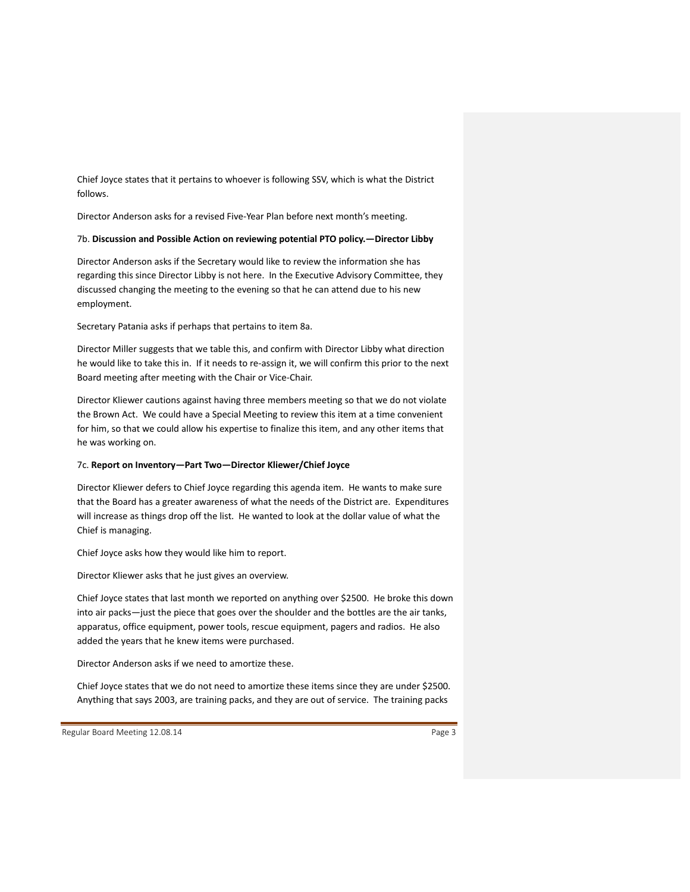Chief Joyce states that it pertains to whoever is following SSV, which is what the District follows.

Director Anderson asks for a revised Five-Year Plan before next month's meeting.

7b. **Discussion and Possible Action on reviewing potential PTO policy.—Director Libby**

Director Anderson asks if the Secretary would like to review the information she has regarding this since Director Libby is not here. In the Executive Advisory Committee, they discussed changing the meeting to the evening so that he can attend due to his new employment.

Secretary Patania asks if perhaps that pertains to item 8a.

Director Miller suggests that we table this, and confirm with Director Libby what direction he would like to take this in. If it needs to re-assign it, we will confirm this prior to the next Board meeting after meeting with the Chair or Vice-Chair.

Director Kliewer cautions against having three members meeting so that we do not violate the Brown Act. We could have a Special Meeting to review this item at a time convenient for him, so that we could allow his expertise to finalize this item, and any other items that he was working on.

7c. **Report on Inventory—Part Two—Director Kliewer/Chief Joyce**

Director Kliewer defers to Chief Joyce regarding this agenda item. He wants to make sure that the Board has a greater awareness of what the needs of the District are. Expenditures will increase as things drop off the list. He wanted to look at the dollar value of what the Chief is managing.

Chief Joyce asks how they would like him to report.

Director Kliewer asks that he just gives an overview.

Chief Joyce states that last month we reported on anything over $2500. He broke this down into air packs—just the piece that goes over the shoulder and the bottles are the air tanks, apparatus, office equipment, power tools, rescue equipment, pagers and radios. He also added the years that he knew items were purchased.

Director Anderson asks if we need to amortize these.

Chief Joyce states that we do not need to amortize these items since they are under $2500. Anything that says 2003, are training packs, and they are out of service. The training packs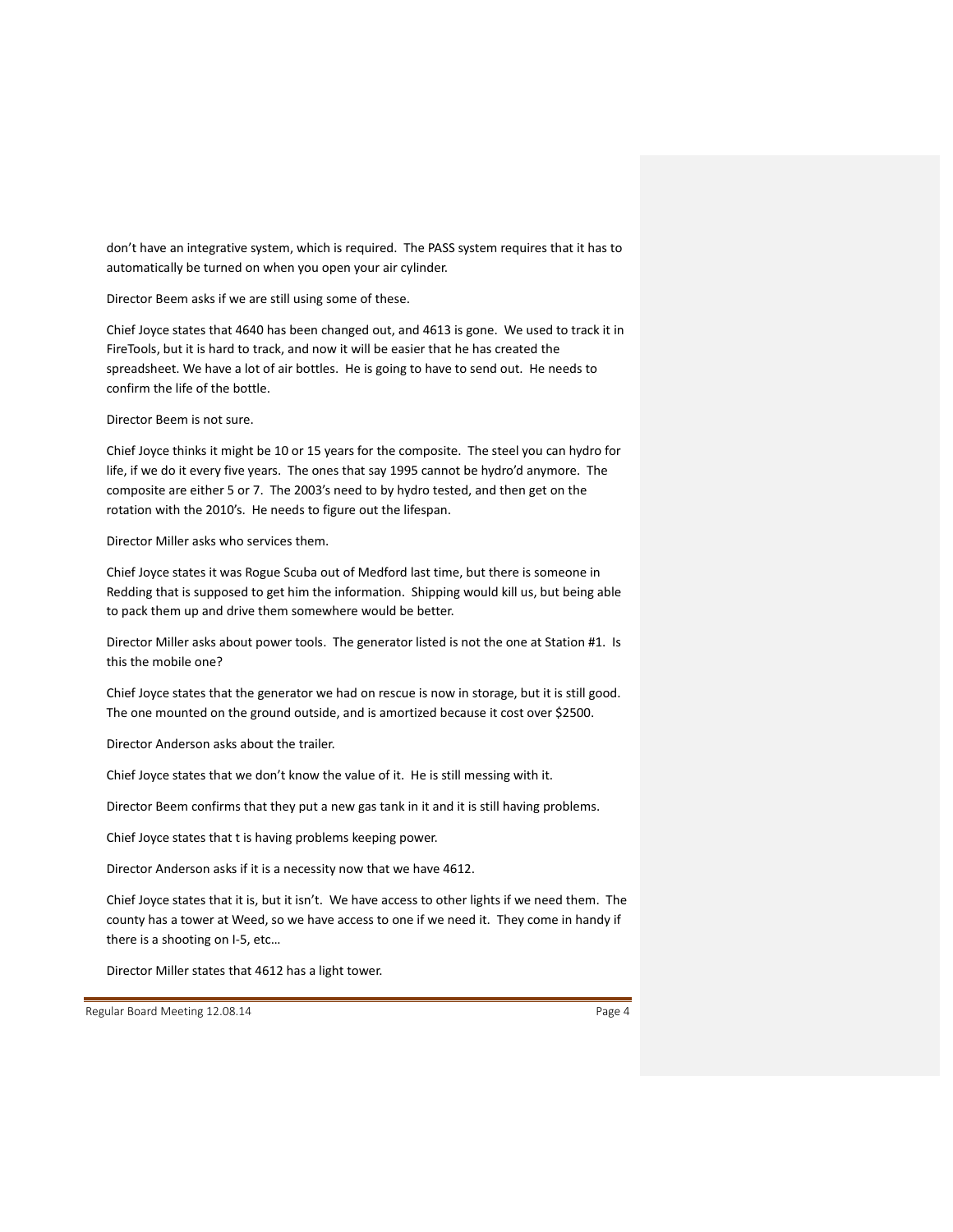don't have an integrative system, which is required. The PASS system requires that it has to automatically be turned on when you open your air cylinder.

Director Beem asks if we are still using some of these.

Chief Joyce states that 4640 has been changed out, and 4613 is gone. We used to track it in FireTools, but it is hard to track, and now it will be easier that he has created the spreadsheet. We have a lot of air bottles. He is going to have to send out. He needs to confirm the life of the bottle.

Director Beem is not sure.

Chief Joyce thinks it might be 10 or 15 years for the composite. The steel you can hydro for life, if we do it every five years. The ones that say 1995 cannot be hydro'd anymore. The composite are either 5 or 7. The 2003's need to by hydro tested, and then get on the rotation with the 2010's. He needs to figure out the lifespan.

Director Miller asks who services them.

Chief Joyce states it was Rogue Scuba out of Medford last time, but there is someone in Redding that is supposed to get him the information. Shipping would kill us, but being able to pack them up and drive them somewhere would be better.

Director Miller asks about power tools. The generator listed is not the one at Station #1. Is this the mobile one?

Chief Joyce states that the generator we had on rescue is now in storage, but it is still good. The one mounted on the ground outside, and is amortized because it cost over $2500.

Director Anderson asks about the trailer.

Chief Joyce states that we don't know the value of it. He is still messing with it.

Director Beem confirms that they put a new gas tank in it and it is still having problems.

Chief Joyce states that t is having problems keeping power.

Director Anderson asks if it is a necessity now that we have 4612.

Chief Joyce states that it is, but it isn't. We have access to other lights if we need them. The county has a tower at Weed, so we have access to one if we need it. They come in handy if there is a shooting on I-5, etc…

Director Miller states that 4612 has a light tower.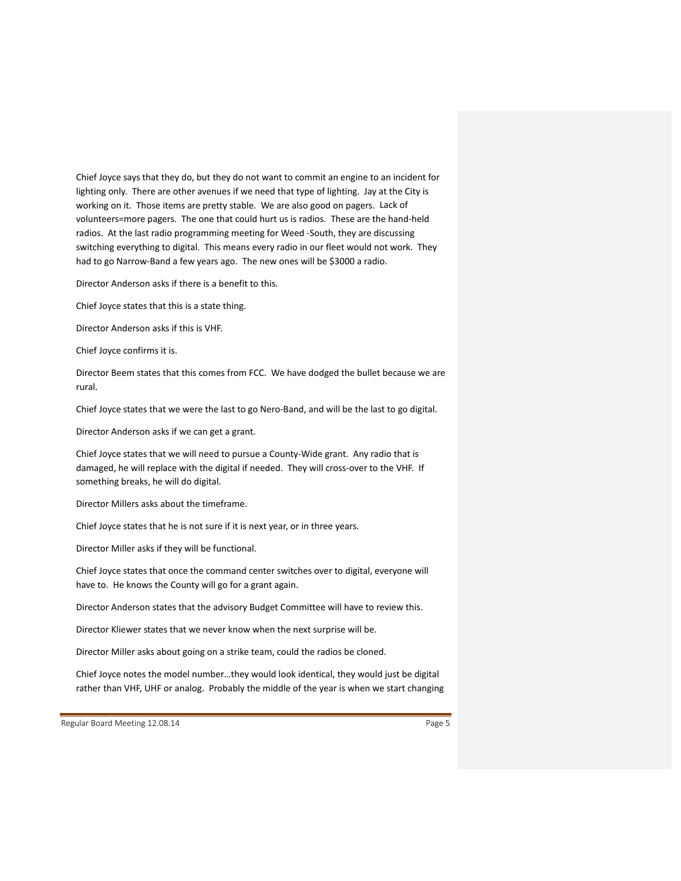Chief Joyce says that they do, but they do not want to commit an engine to an incident for lighting only. There are other avenues if we need that type of lighting. Jay at the City is working on it. Those items are pretty stable. We are also good on pagers. Lack of volunteers=more pagers. The one that could hurt us is radios. These are the hand-held radios. At the last radio programming meeting for Weed -South, they are discussing switching everything to digital. This means every radio in our fleet would not work. They had to go Narrow-Band a few years ago. The new ones will be $3000 a radio.

Director Anderson asks if there is a benefit to this.

Chief Joyce states that this is a state thing.

Director Anderson asks if this is VHF.

Chief Joyce confirms it is.

Director Beem states that this comes from FCC. We have dodged the bullet because we are rural.

Chief Joyce states that we were the last to go Nero-Band, and will be the last to go digital.

Director Anderson asks if we can get a grant.

Chief Joyce states that we will need to pursue a County-Wide grant. Any radio that is damaged, he will replace with the digital if needed. They will cross-over to the VHF. If something breaks, he will do digital.

Director Millers asks about the timeframe.

Chief Joyce states that he is not sure if it is next year, or in three years.

Director Miller asks if they will be functional.

Chief Joyce states that once the command center switches over to digital, everyone will have to. He knows the County will go for a grant again.

Director Anderson states that the advisory Budget Committee will have to review this.

Director Kliewer states that we never know when the next surprise will be.

Director Miller asks about going on a strike team, could the radios be cloned.

Chief Joyce notes the model number…they would look identical, they would just be digital rather than VHF, UHF or analog. Probably the middle of the year is when we start changing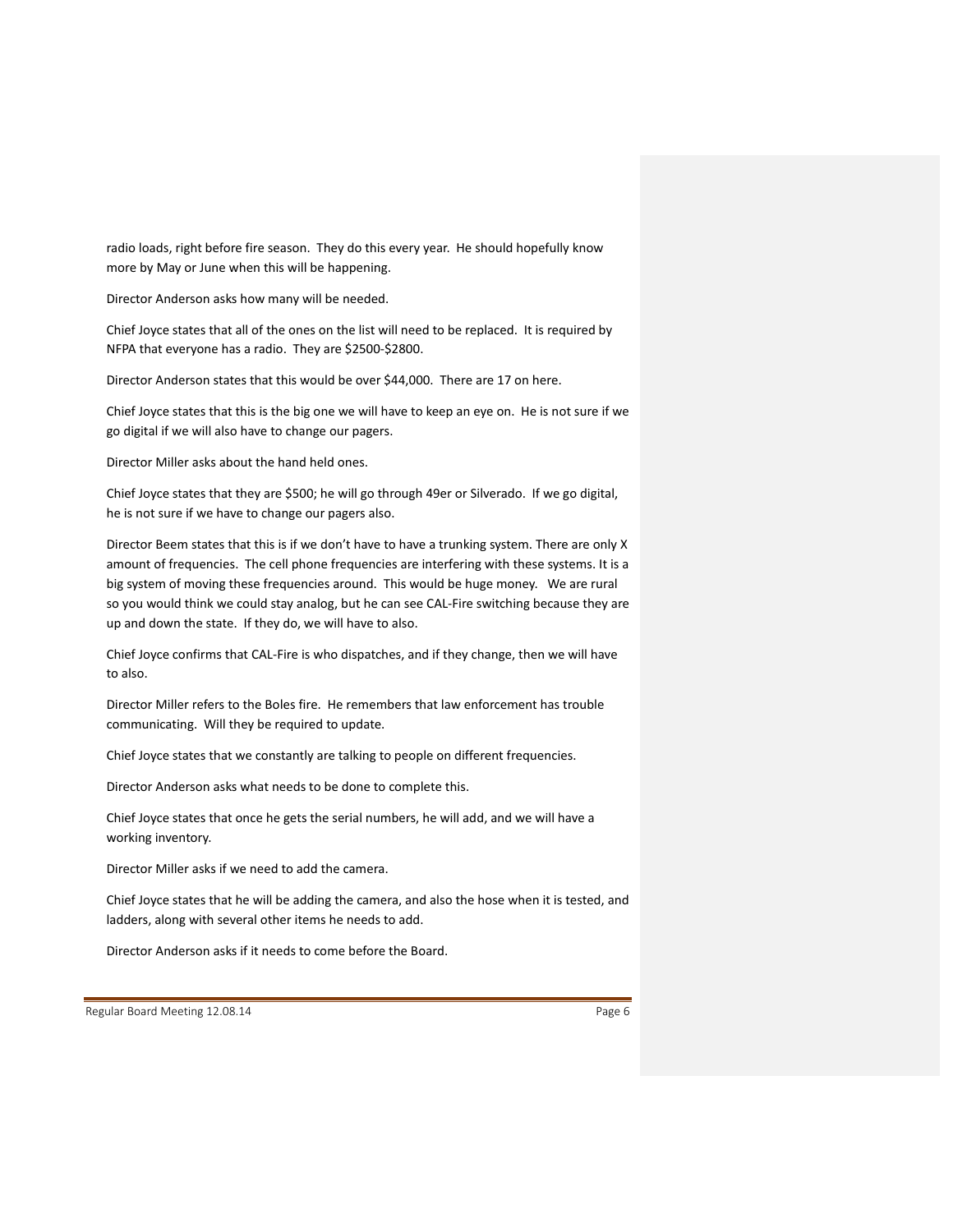radio loads, right before fire season. They do this every year. He should hopefully know more by May or June when this will be happening.

Director Anderson asks how many will be needed.

Chief Joyce states that all of the ones on the list will need to be replaced. It is required by NFPA that everyone has a radio. They are $2500-$2800.

Director Anderson states that this would be over $44,000. There are 17 on here.

Chief Joyce states that this is the big one we will have to keep an eye on. He is not sure if we go digital if we will also have to change our pagers.

Director Miller asks about the hand held ones.

Chief Joyce states that they are $500; he will go through 49er or Silverado. If we go digital, he is not sure if we have to change our pagers also.

Director Beem states that this is if we don't have to have a trunking system. There are only X amount of frequencies. The cell phone frequencies are interfering with these systems. It is a big system of moving these frequencies around. This would be huge money. We are rural so you would think we could stay analog, but he can see CAL-Fire switching because they are up and down the state. If they do, we will have to also.

Chief Joyce confirms that CAL-Fire is who dispatches, and if they change, then we will have to also.

Director Miller refers to the Boles fire. He remembers that law enforcement has trouble communicating. Will they be required to update.

Chief Joyce states that we constantly are talking to people on different frequencies.

Director Anderson asks what needs to be done to complete this.

Chief Joyce states that once he gets the serial numbers, he will add, and we will have a working inventory.

Director Miller asks if we need to add the camera.

Chief Joyce states that he will be adding the camera, and also the hose when it is tested, and ladders, along with several other items he needs to add.

Director Anderson asks if it needs to come before the Board.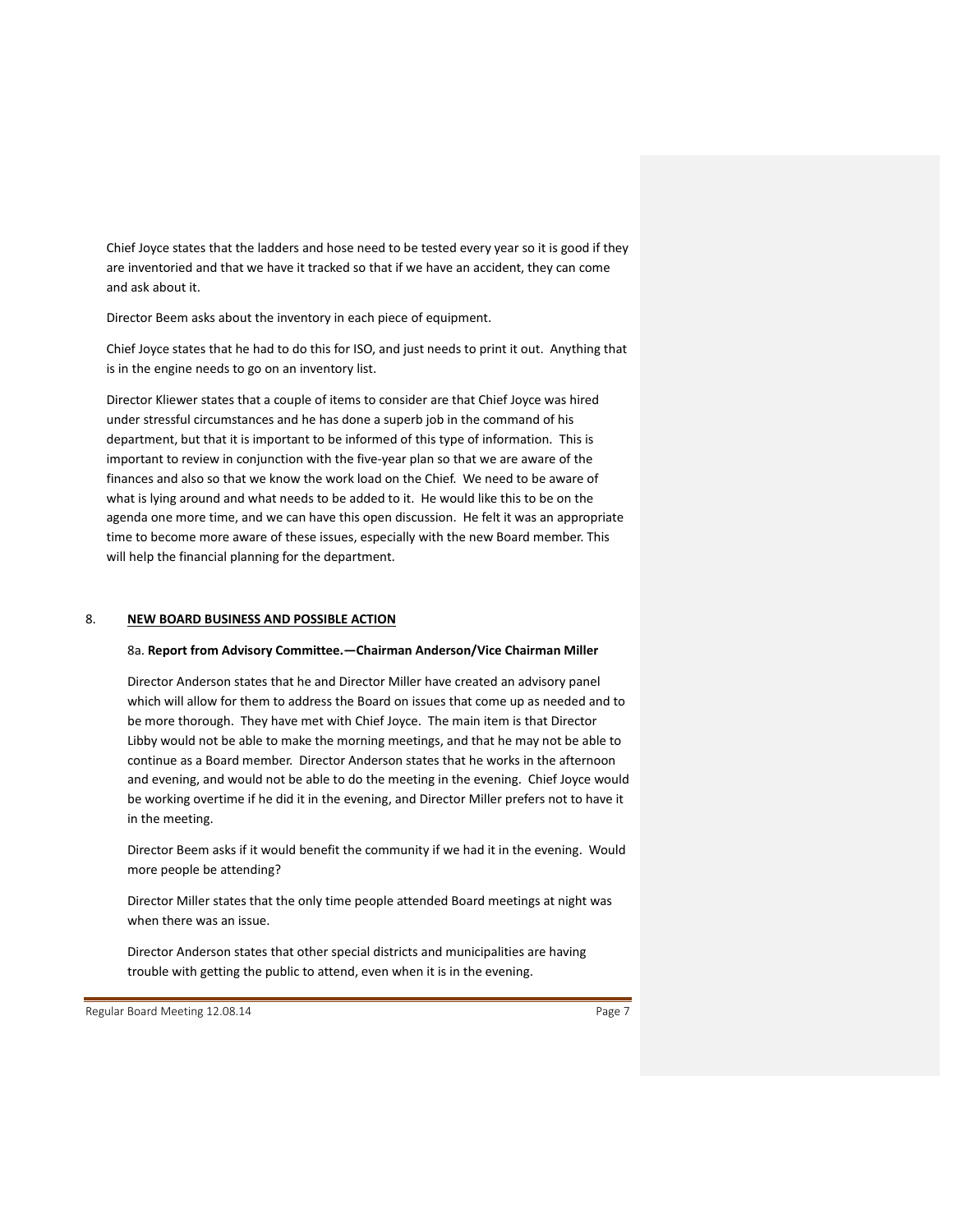Chief Joyce states that the ladders and hose need to be tested every year so it is good if they are inventoried and that we have it tracked so that if we have an accident, they can come and ask about it.

Director Beem asks about the inventory in each piece of equipment.

Chief Joyce states that he had to do this for ISO, and just needs to print it out. Anything that is in the engine needs to go on an inventory list.

Director Kliewer states that a couple of items to consider are that Chief Joyce was hired under stressful circumstances and he has done a superb job in the command of his department, but that it is important to be informed of this type of information. This is important to review in conjunction with the five-year plan so that we are aware of the finances and also so that we know the work load on the Chief. We need to be aware of what is lying around and what needs to be added to it. He would like this to be on the agenda one more time, and we can have this open discussion. He felt it was an appropriate time to become more aware of these issues, especially with the new Board member. This will help the financial planning for the department.

## 8. NEW BOARD BUSINESS AND POSSIBLE ACTION

### 8a. Report from Advisory Committee.—Chairman Anderson/Vice Chairman Miller

Director Anderson states that he and Director Miller have created an advisory panel which will allow for them to address the Board on issues that come up as needed and to be more thorough. They have met with Chief Joyce. The main item is that Director Libby would not be able to make the morning meetings, and that he may not be able to continue as a Board member. Director Anderson states that he works in the afternoon and evening, and would not be able to do the meeting in the evening. Chief Joyce would be working overtime if he did it in the evening, and Director Miller prefers not to have it in the meeting.

Director Beem asks if it would benefit the community if we had it in the evening. Would more people be attending?

Director Miller states that the only time people attended Board meetings at night was when there was an issue.

Director Anderson states that other special districts and municipalities are having trouble with getting the public to attend, even when it is in the evening.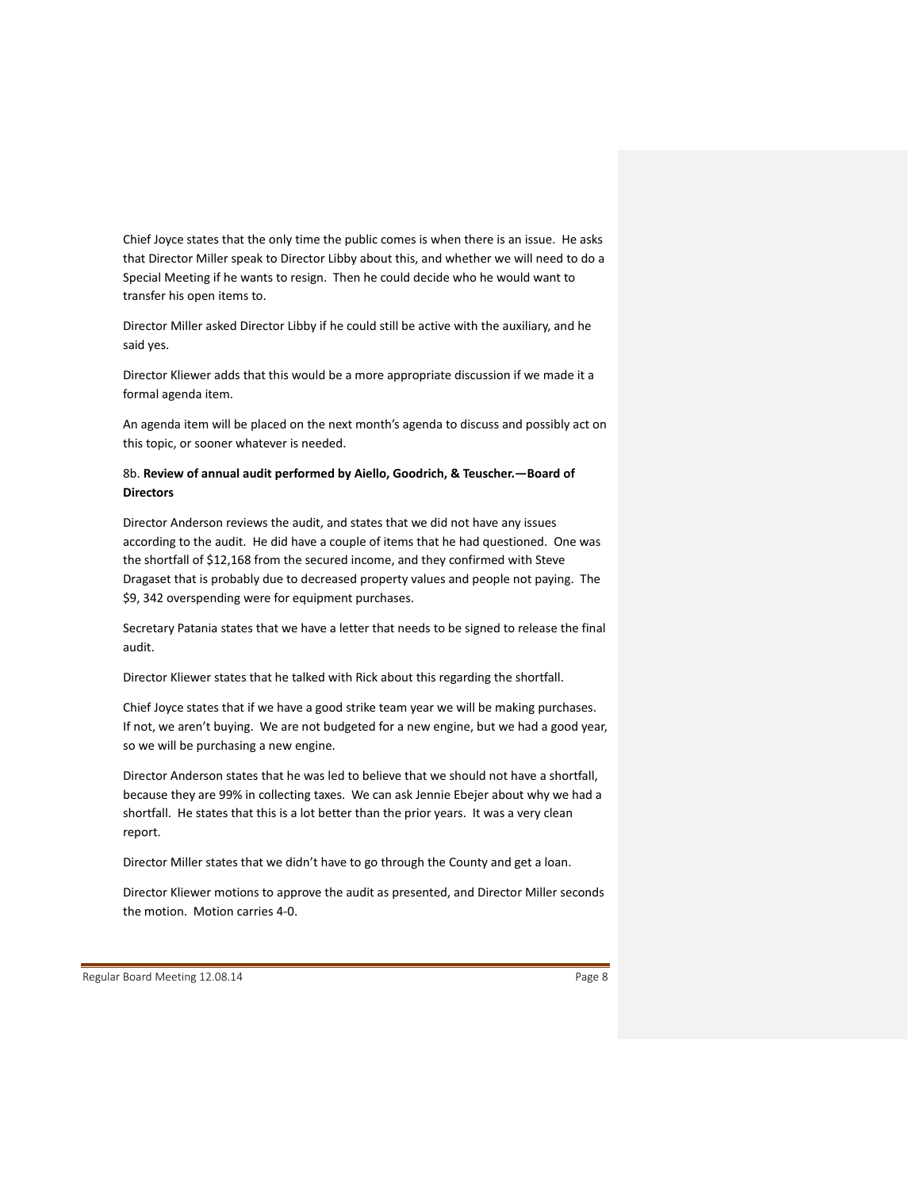Chief Joyce states that the only time the public comes is when there is an issue. He asks that Director Miller speak to Director Libby about this, and whether we will need to do a Special Meeting if he wants to resign. Then he could decide who he would want to transfer his open items to.

Director Miller asked Director Libby if he could still be active with the auxiliary, and he said yes.

Director Kliewer adds that this would be a more appropriate discussion if we made it a formal agenda item.

An agenda item will be placed on the next month's agenda to discuss and possibly act on this topic, or sooner whatever is needed.

8b. **Review of annual audit performed by Aiello, Goodrich, & Teuscher.—Board of Directors**

Director Anderson reviews the audit, and states that we did not have any issues according to the audit. He did have a couple of items that he had questioned. One was the shortfall of $12,168 from the secured income, and they confirmed with Steve Dragaset that is probably due to decreased property values and people not paying. The $9, 342 overspending were for equipment purchases.

Secretary Patania states that we have a letter that needs to be signed to release the final audit.

Director Kliewer states that he talked with Rick about this regarding the shortfall.

Chief Joyce states that if we have a good strike team year we will be making purchases. If not, we aren't buying. We are not budgeted for a new engine, but we had a good year, so we will be purchasing a new engine.

Director Anderson states that he was led to believe that we should not have a shortfall, because they are 99% in collecting taxes. We can ask Jennie Ebejer about why we had a shortfall. He states that this is a lot better than the prior years. It was a very clean report.

Director Miller states that we didn't have to go through the County and get a loan.

Director Kliewer motions to approve the audit as presented, and Director Miller seconds the motion. Motion carries 4-0.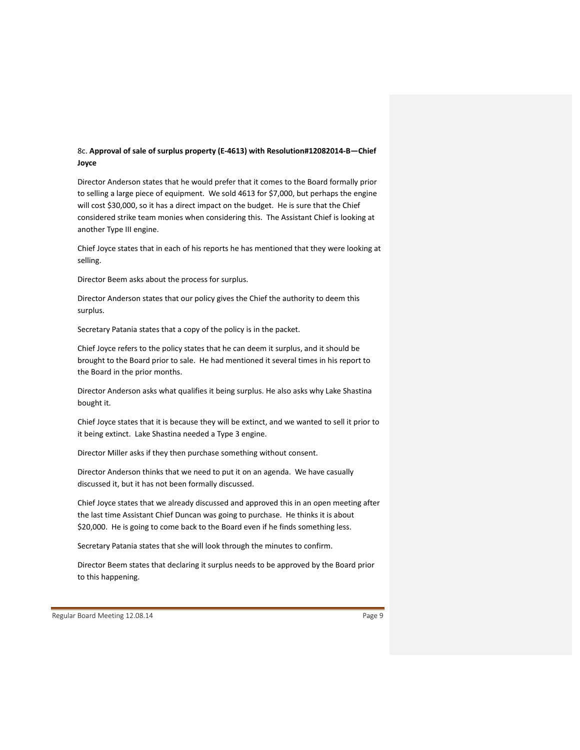8c. **Approval of sale of surplus property (E-4613) with Resolution#12082014-B—Chief Joyce**

Director Anderson states that he would prefer that it comes to the Board formally prior to selling a large piece of equipment. We sold 4613 for $7,000, but perhaps the engine will cost $30,000, so it has a direct impact on the budget. He is sure that the Chief considered strike team monies when considering this. The Assistant Chief is looking at another Type III engine.

Chief Joyce states that in each of his reports he has mentioned that they were looking at selling.

Director Beem asks about the process for surplus.

Director Anderson states that our policy gives the Chief the authority to deem this surplus.

Secretary Patania states that a copy of the policy is in the packet.

Chief Joyce refers to the policy states that he can deem it surplus, and it should be brought to the Board prior to sale. He had mentioned it several times in his report to the Board in the prior months.

Director Anderson asks what qualifies it being surplus. He also asks why Lake Shastina bought it.

Chief Joyce states that it is because they will be extinct, and we wanted to sell it prior to it being extinct. Lake Shastina needed a Type 3 engine.

Director Miller asks if they then purchase something without consent.

Director Anderson thinks that we need to put it on an agenda. We have casually discussed it, but it has not been formally discussed.

Chief Joyce states that we already discussed and approved this in an open meeting after the last time Assistant Chief Duncan was going to purchase. He thinks it is about $20,000. He is going to come back to the Board even if he finds something less.

Secretary Patania states that she will look through the minutes to confirm.

Director Beem states that declaring it surplus needs to be approved by the Board prior to this happening.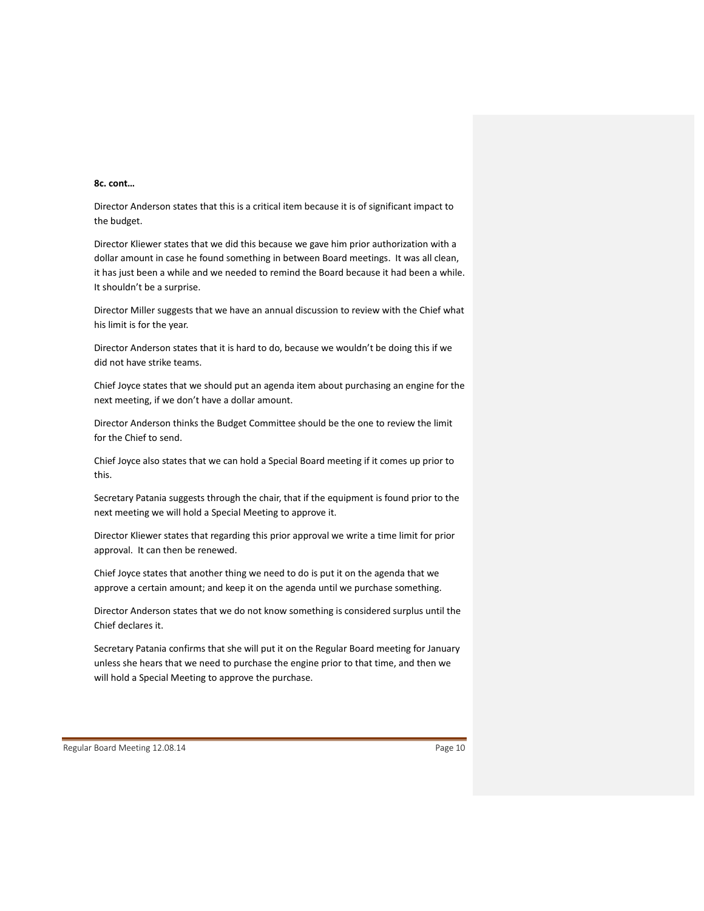**8c. cont…**

Director Anderson states that this is a critical item because it is of significant impact to the budget.

Director Kliewer states that we did this because we gave him prior authorization with a dollar amount in case he found something in between Board meetings. It was all clean, it has just been a while and we needed to remind the Board because it had been a while. It shouldn't be a surprise.

Director Miller suggests that we have an annual discussion to review with the Chief what his limit is for the year.

Director Anderson states that it is hard to do, because we wouldn't be doing this if we did not have strike teams.

Chief Joyce states that we should put an agenda item about purchasing an engine for the next meeting, if we don't have a dollar amount.

Director Anderson thinks the Budget Committee should be the one to review the limit for the Chief to send.

Chief Joyce also states that we can hold a Special Board meeting if it comes up prior to this.

Secretary Patania suggests through the chair, that if the equipment is found prior to the next meeting we will hold a Special Meeting to approve it.

Director Kliewer states that regarding this prior approval we write a time limit for prior approval. It can then be renewed.

Chief Joyce states that another thing we need to do is put it on the agenda that we approve a certain amount; and keep it on the agenda until we purchase something.

Director Anderson states that we do not know something is considered surplus until the Chief declares it.

Secretary Patania confirms that she will put it on the Regular Board meeting for January unless she hears that we need to purchase the engine prior to that time, and then we will hold a Special Meeting to approve the purchase.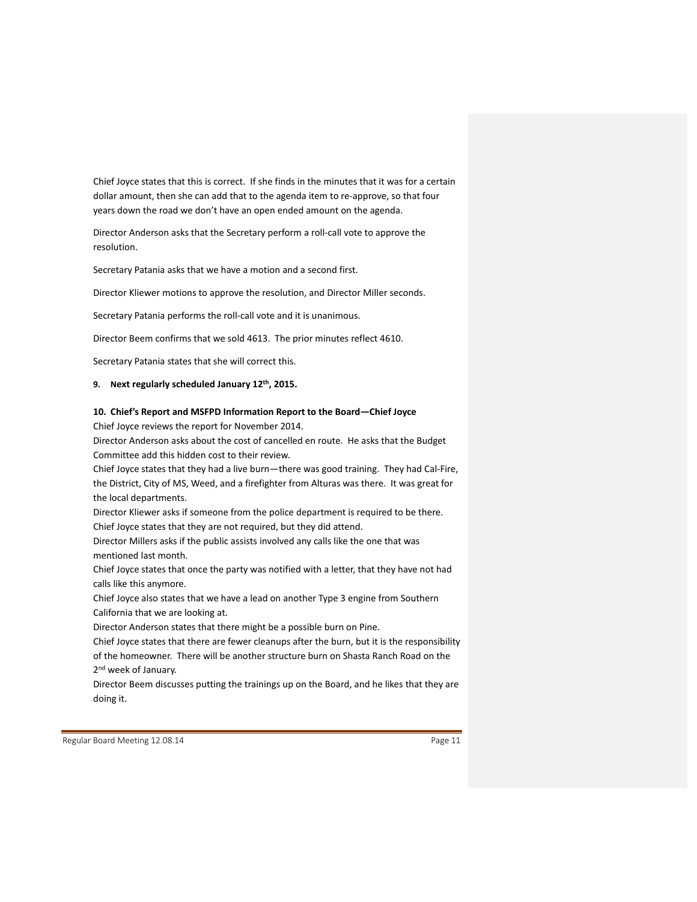Chief Joyce states that this is correct. If she finds in the minutes that it was for a certain dollar amount, then she can add that to the agenda item to re-approve, so that four years down the road we don't have an open ended amount on the agenda.

Director Anderson asks that the Secretary perform a roll-call vote to approve the resolution.

Secretary Patania asks that we have a motion and a second first.

Director Kliewer motions to approve the resolution, and Director Miller seconds.

Secretary Patania performs the roll-call vote and it is unanimous.

Director Beem confirms that we sold 4613. The prior minutes reflect 4610.

Secretary Patania states that she will correct this.

**9. Next regularly scheduled January 12th, 2015.**

**10. Chief's Report and MSFPD Information Report to the Board—Chief Joyce**

Chief Joyce reviews the report for November 2014.

Director Anderson asks about the cost of cancelled en route. He asks that the Budget Committee add this hidden cost to their review.

Chief Joyce states that they had a live burn—there was good training. They had Cal-Fire, the District, City of MS, Weed, and a firefighter from Alturas was there. It was great for the local departments.

Director Kliewer asks if someone from the police department is required to be there.

Chief Joyce states that they are not required, but they did attend.

Director Millers asks if the public assists involved any calls like the one that was mentioned last month.

Chief Joyce states that once the party was notified with a letter, that they have not had calls like this anymore.

Chief Joyce also states that we have a lead on another Type 3 engine from Southern California that we are looking at.

Director Anderson states that there might be a possible burn on Pine.

Chief Joyce states that there are fewer cleanups after the burn, but it is the responsibility of the homeowner. There will be another structure burn on Shasta Ranch Road on the 2nd week of January.

Director Beem discusses putting the trainings up on the Board, and he likes that they are doing it.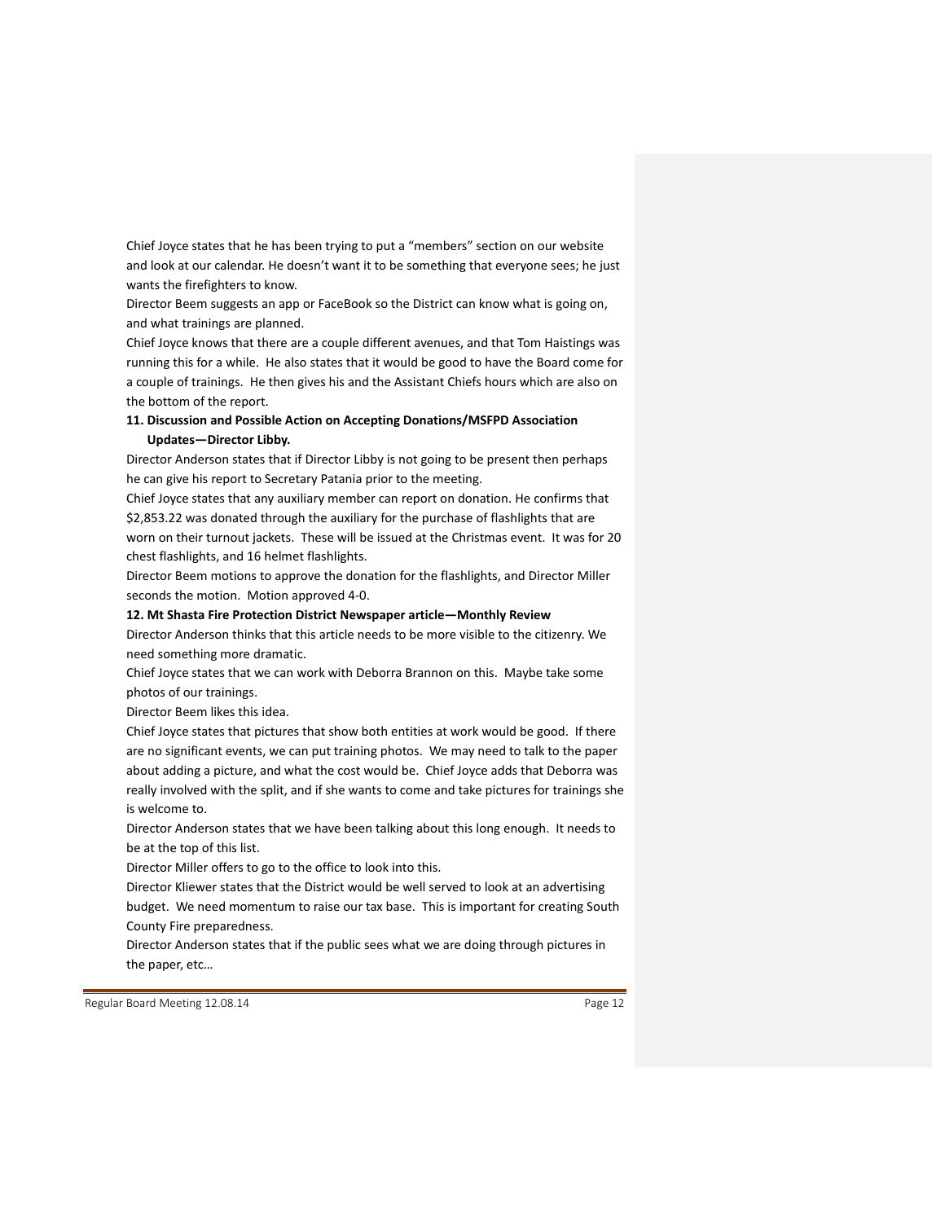Chief Joyce states that he has been trying to put a "members" section on our website and look at our calendar. He doesn't want it to be something that everyone sees; he just wants the firefighters to know.

Director Beem suggests an app or FaceBook so the District can know what is going on, and what trainings are planned.

Chief Joyce knows that there are a couple different avenues, and that Tom Haistings was running this for a while. He also states that it would be good to have the Board come for a couple of trainings. He then gives his and the Assistant Chiefs hours which are also on the bottom of the report.

**11. Discussion and Possible Action on Accepting Donations/MSFPD Association Updates—Director Libby.**

Director Anderson states that if Director Libby is not going to be present then perhaps he can give his report to Secretary Patania prior to the meeting.

Chief Joyce states that any auxiliary member can report on donation. He confirms that $2,853.22 was donated through the auxiliary for the purchase of flashlights that are worn on their turnout jackets. These will be issued at the Christmas event. It was for 20 chest flashlights, and 16 helmet flashlights.

Director Beem motions to approve the donation for the flashlights, and Director Miller seconds the motion. Motion approved 4-0.

**12. Mt Shasta Fire Protection District Newspaper article—Monthly Review**

Director Anderson thinks that this article needs to be more visible to the citizenry. We need something more dramatic.

Chief Joyce states that we can work with Deborra Brannon on this. Maybe take some photos of our trainings.

Director Beem likes this idea.

Chief Joyce states that pictures that show both entities at work would be good. If there are no significant events, we can put training photos. We may need to talk to the paper about adding a picture, and what the cost would be. Chief Joyce adds that Deborra was really involved with the split, and if she wants to come and take pictures for trainings she is welcome to.

Director Anderson states that we have been talking about this long enough. It needs to be at the top of this list.

Director Miller offers to go to the office to look into this.

Director Kliewer states that the District would be well served to look at an advertising budget. We need momentum to raise our tax base. This is important for creating South County Fire preparedness.

Director Anderson states that if the public sees what we are doing through pictures in the paper, etc…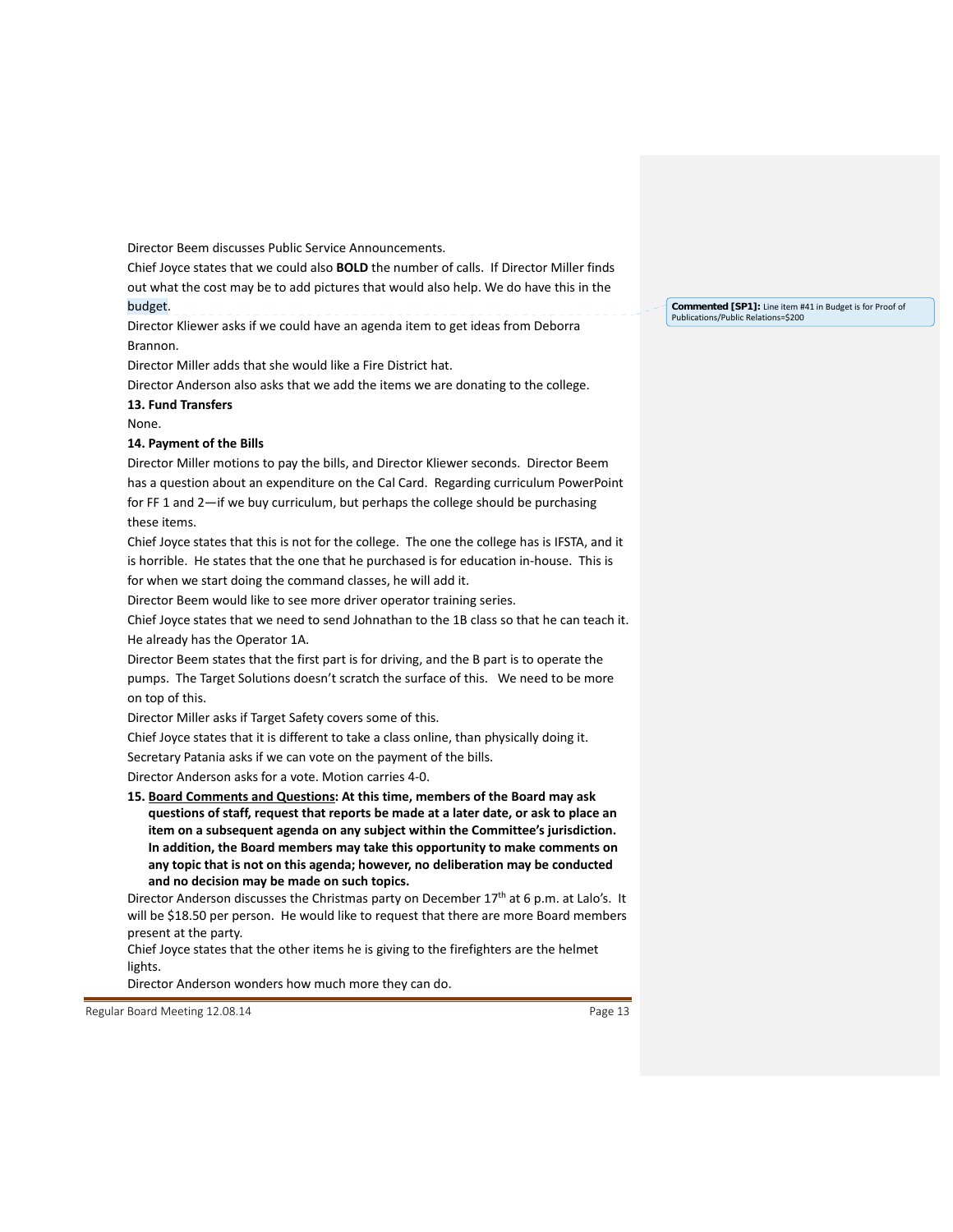Director Beem discusses Public Service Announcements.

Chief Joyce states that we could also **BOLD** the number of calls. If Director Miller finds out what the cost may be to add pictures that would also help. We do have this in the budget.

**Commented [SP1]:** Line item #41 in Budget is for Proof of Publications/Public Relations=$200

Director Kliewer asks if we could have an agenda item to get ideas from Deborra Brannon.

Director Miller adds that she would like a Fire District hat.

Director Anderson also asks that we add the items we are donating to the college.

**13. Fund Transfers**

None.

**14. Payment of the Bills**

Director Miller motions to pay the bills, and Director Kliewer seconds. Director Beem has a question about an expenditure on the Cal Card. Regarding curriculum PowerPoint for FF 1 and 2—if we buy curriculum, but perhaps the college should be purchasing these items.

Chief Joyce states that this is not for the college. The one the college has is IFSTA, and it is horrible. He states that the one that he purchased is for education in-house. This is for when we start doing the command classes, he will add it.

Director Beem would like to see more driver operator training series.

Chief Joyce states that we need to send Johnathan to the 1B class so that he can teach it. He already has the Operator 1A.

Director Beem states that the first part is for driving, and the B part is to operate the pumps. The Target Solutions doesn't scratch the surface of this. We need to be more on top of this.

Director Miller asks if Target Safety covers some of this.

Chief Joyce states that it is different to take a class online, than physically doing it.

Secretary Patania asks if we can vote on the payment of the bills.

Director Anderson asks for a vote. Motion carries 4-0.

**15. <u>Board Comments and Questions</u>: At this time, members of the Board may ask questions of staff, request that reports be made at a later date, or ask to place an item on a subsequent agenda on any subject within the Committee's jurisdiction. In addition, the Board members may take this opportunity to make comments on any topic that is not on this agenda; however, no deliberation may be conducted and no decision may be made on such topics.**

Director Anderson discusses the Christmas party on December 17th at 6 p.m. at Lalo's. It will be $18.50 per person. He would like to request that there are more Board members present at the party.

Chief Joyce states that the other items he is giving to the firefighters are the helmet lights.

Director Anderson wonders how much more they can do.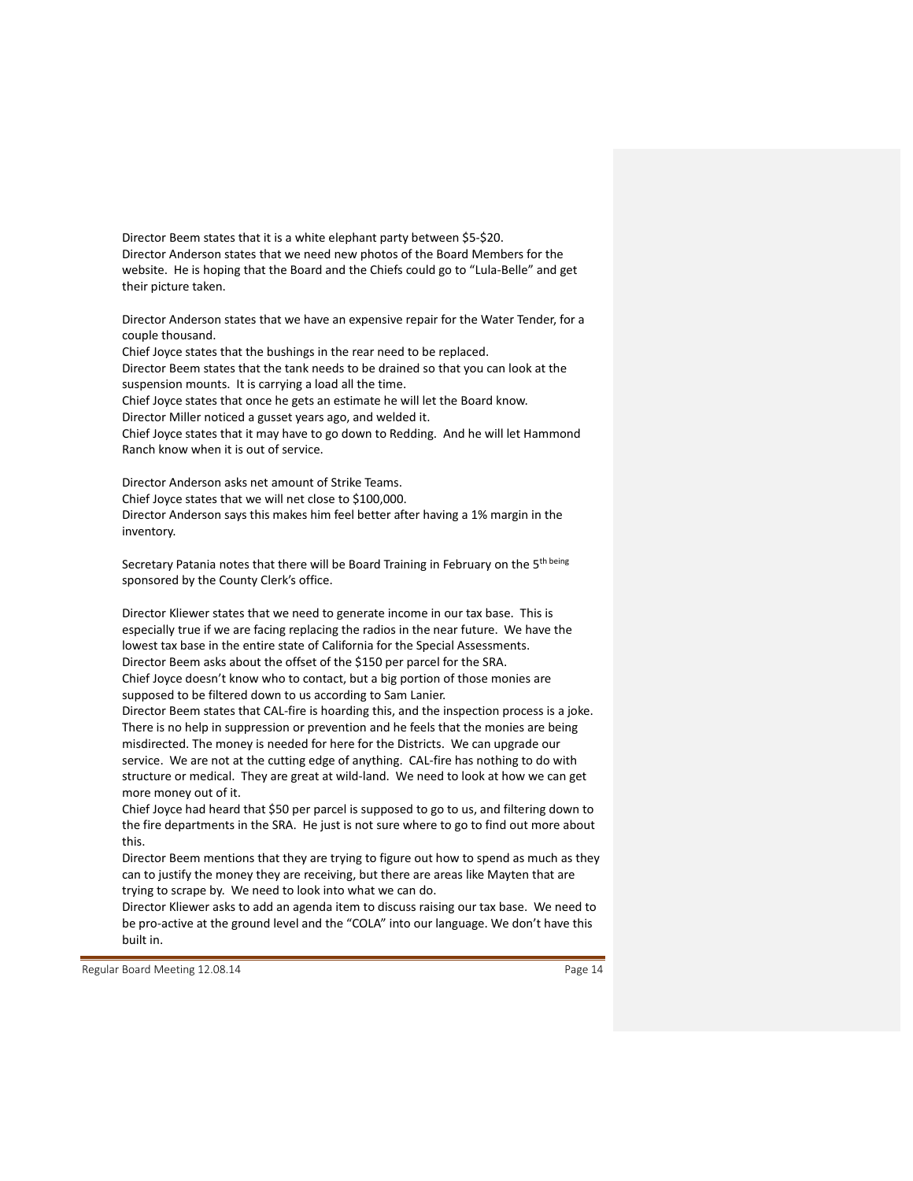Director Beem states that it is a white elephant party between $5-$20.
Director Anderson states that we need new photos of the Board Members for the website. He is hoping that the Board and the Chiefs could go to "Lula-Belle" and get their picture taken.

Director Anderson states that we have an expensive repair for the Water Tender, for a couple thousand.
Chief Joyce states that the bushings in the rear need to be replaced.
Director Beem states that the tank needs to be drained so that you can look at the suspension mounts. It is carrying a load all the time.
Chief Joyce states that once he gets an estimate he will let the Board know.
Director Miller noticed a gusset years ago, and welded it.
Chief Joyce states that it may have to go down to Redding. And he will let Hammond Ranch know when it is out of service.

Director Anderson asks net amount of Strike Teams.
Chief Joyce states that we will net close to $100,000.
Director Anderson says this makes him feel better after having a 1% margin in the inventory.

Secretary Patania notes that there will be Board Training in February on the 5th being sponsored by the County Clerk's office.

Director Kliewer states that we need to generate income in our tax base. This is especially true if we are facing replacing the radios in the near future. We have the lowest tax base in the entire state of California for the Special Assessments.
Director Beem asks about the offset of the $150 per parcel for the SRA.
Chief Joyce doesn't know who to contact, but a big portion of those monies are supposed to be filtered down to us according to Sam Lanier.
Director Beem states that CAL-fire is hoarding this, and the inspection process is a joke. There is no help in suppression or prevention and he feels that the monies are being misdirected. The money is needed for here for the Districts. We can upgrade our service. We are not at the cutting edge of anything. CAL-fire has nothing to do with structure or medical. They are great at wild-land. We need to look at how we can get more money out of it.
Chief Joyce had heard that $50 per parcel is supposed to go to us, and filtering down to the fire departments in the SRA. He is just not sure where to go to find out more about this.
Director Beem mentions that they are trying to figure out how to spend as much as they can to justify the money they are receiving, but there are areas like Mayten that are trying to scrape by. We need to look into what we can do.
Director Kliewer asks to add an agenda item to discuss raising our tax base. We need to be pro-active at the ground level and the "COLA" into our language. We don't have this built in.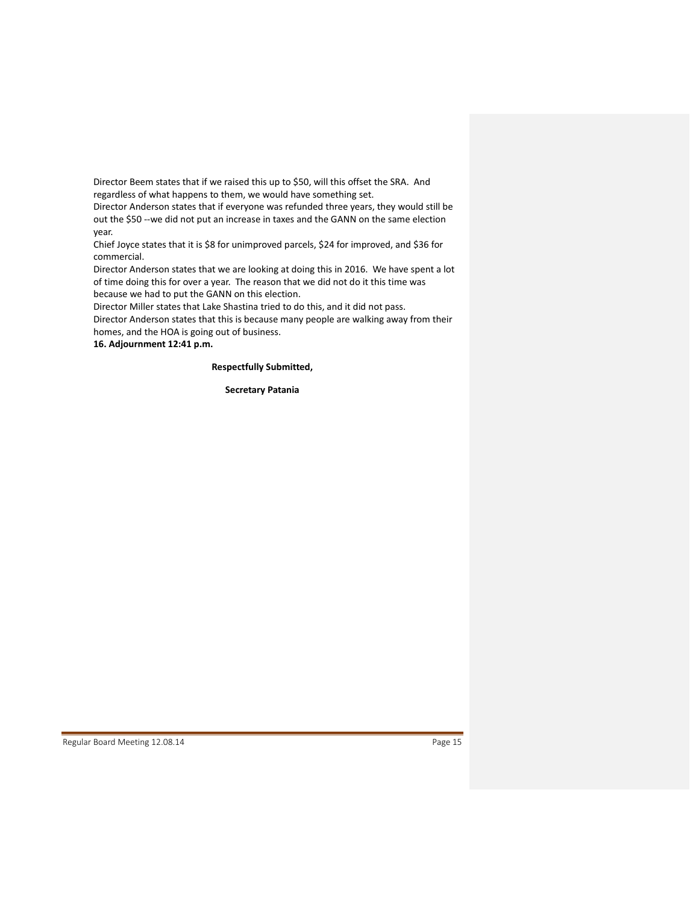Director Beem states that if we raised this up to $50, will this offset the SRA. And regardless of what happens to them, we would have something set.

Director Anderson states that if everyone was refunded three years, they would still be out the $50 --we did not put an increase in taxes and the GANN on the same election year.

Chief Joyce states that it is $8 for unimproved parcels, $24 for improved, and $36 for commercial.

Director Anderson states that we are looking at doing this in 2016. We have spent a lot of time doing this for over a year. The reason that we did not do it this time was because we had to put the GANN on this election.

Director Miller states that Lake Shastina tried to do this, and it did not pass.

Director Anderson states that this is because many people are walking away from their homes, and the HOA is going out of business.

**16. Adjournment 12:41 p.m.**

**Respectfully Submitted,**

**Secretary Patania**